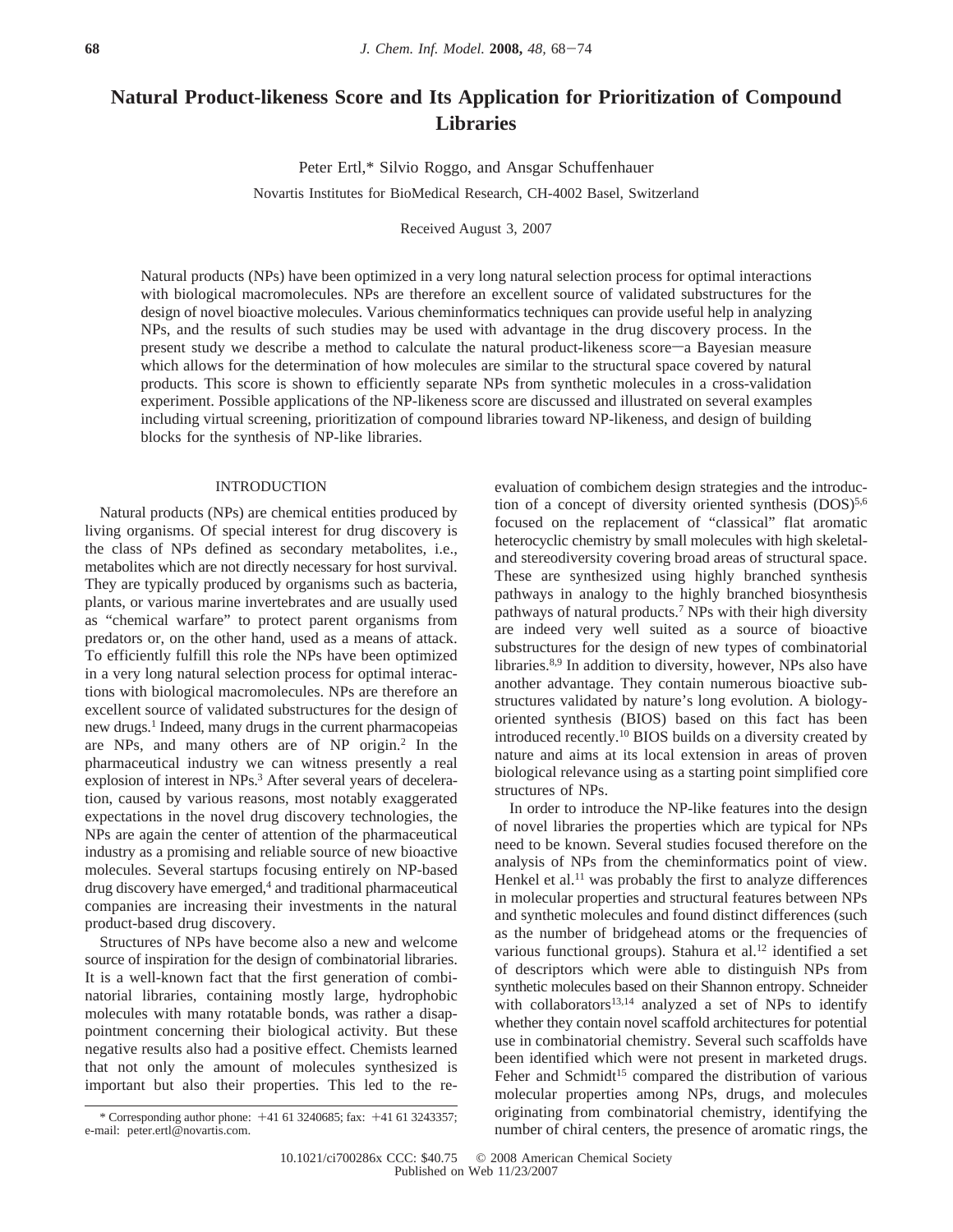# Natural Product-likeness Score and Its Application for Prioritization of Compound Libraries

Peter Ertl,* Silvio Roggo, and Ansgar Schuffenhauer

Novartis Institutes for BioMedical Research, CH-4002 Basel, Switzerland

Received August 3, 2007

Natural products (NPs) have been optimized in a very long natural selection process for optimal interactions with biological macromolecules. NPs are therefore an excellent source of validated substructures for the design of novel bioactive molecules. Various cheminformatics techniques can provide useful help in analyzing NPs, and the results of such studies may be used with advantage in the drug discovery process. In the present study we describe a method to calculate the natural product-likeness score—a Bayesian measure which allows for the determination of how molecules are similar to the structural space covered by natural products. This score is shown to efficiently separate NPs from synthetic molecules in a cross-validation experiment. Possible applications of the NP-likeness score are discussed and illustrated on several examples including virtual screening, prioritization of compound libraries toward NP-likeness, and design of building blocks for the synthesis of NP-like libraries.

## INTRODUCTION

Natural products (NPs) are chemical entities produced by living organisms. Of special interest for drug discovery is the class of NPs defined as secondary metabolites, i.e., metabolites which are not directly necessary for host survival. They are typically produced by organisms such as bacteria, plants, or various marine invertebrates and are usually used as "chemical warfare" to protect parent organisms from predators or, on the other hand, used as a means of attack. To efficiently fulfill this role the NPs have been optimized in a very long natural selection process for optimal interactions with biological macromolecules. NPs are therefore an excellent source of validated substructures for the design of new drugs.[1] Indeed, many drugs in the current pharmacopeias are NPs, and many others are of NP origin.[2] In the pharmaceutical industry we can witness presently a real explosion of interest in NPs.[3] After several years of deceleration, caused by various reasons, most notably exaggerated expectations in the novel drug discovery technologies, the NPs are again the center of attention of the pharmaceutical industry as a promising and reliable source of new bioactive molecules. Several startups focusing entirely on NP-based drug discovery have emerged,[4] and traditional pharmaceutical companies are increasing their investments in the natural product-based drug discovery.

Structures of NPs have become also a new and welcome source of inspiration for the design of combinatorial libraries. It is a well-known fact that the first generation of combinatorial libraries, containing mostly large, hydrophobic molecules with many rotatable bonds, was rather a disappointment concerning their biological activity. But these negative results also had a positive effect. Chemists learned that not only the amount of molecules synthesized is important but also their properties. This led to the reevaluation of combichem design strategies and the introduction of a concept of diversity oriented synthesis (DOS)[5,6] focused on the replacement of "classical" flat aromatic heterocyclic chemistry by small molecules with high skeletal- and stereodiversity covering broad areas of structural space. These are synthesized using highly branched synthesis pathways in analogy to the highly branched biosynthesis pathways of natural products.[7] NPs with their high diversity are indeed very well suited as a source of bioactive substructures for the design of new types of combinatorial libraries.[8,9] In addition to diversity, however, NPs also have another advantage. They contain numerous bioactive substructures validated by nature's long evolution. A biology-oriented synthesis (BIOS) based on this fact has been introduced recently.[10] BIOS builds on a diversity created by nature and aims at its local extension in areas of proven biological relevance using as a starting point simplified core structures of NPs.

In order to introduce the NP-like features into the design of novel libraries the properties which are typical for NPs need to be known. Several studies focused therefore on the analysis of NPs from the cheminformatics point of view. Henkel et al.[11] was probably the first to analyze differences in molecular properties and structural features between NPs and synthetic molecules and found distinct differences (such as the number of bridgehead atoms or the frequencies of various functional groups). Stahura et al.[12] identified a set of descriptors which were able to distinguish NPs from synthetic molecules based on their Shannon entropy. Schneider with collaborators[13,14] analyzed a set of NPs to identify whether they contain novel scaffold architectures for potential use in combinatorial chemistry. Several such scaffolds have been identified which were not present in marketed drugs. Feher and Schmidt[15] compared the distribution of various molecular properties among NPs, drugs, and molecules originating from combinatorial chemistry, identifying the number of chiral centers, the presence of aromatic rings, the

\* Corresponding author phone: +41 61 3240685; fax: +41 61 3243357; e-mail: peter.ertl@novartis.com.

10.1021/ci700286x CCC: $40.75 © 2008 American Chemical Society
Published on Web 11/23/2007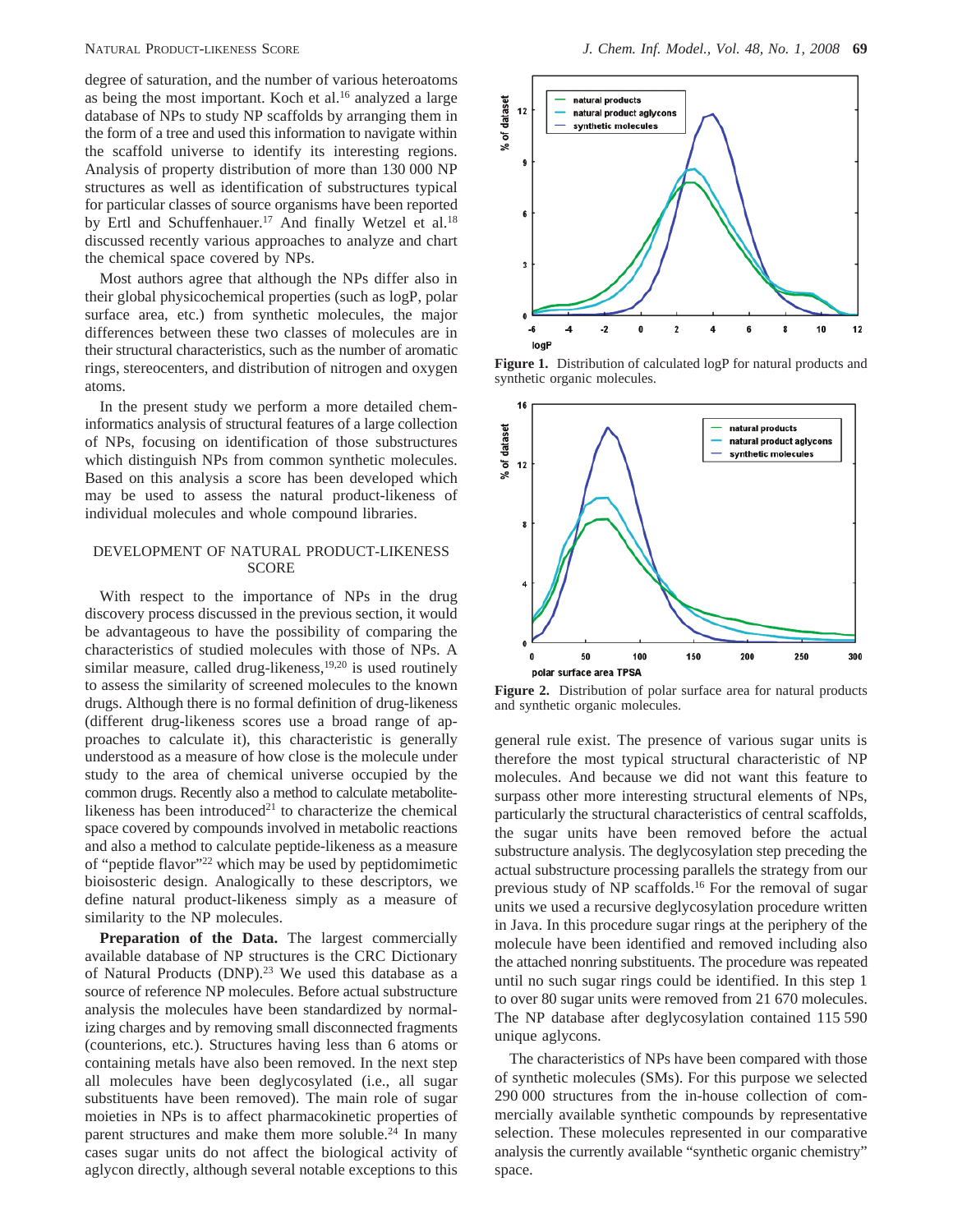degree of saturation, and the number of various heteroatoms as being the most important. Koch et al.[16] analyzed a large database of NPs to study NP scaffolds by arranging them in the form of a tree and used this information to navigate within the scaffold universe to identify its interesting regions. Analysis of property distribution of more than 130 000 NP structures as well as identification of substructures typical for particular classes of source organisms have been reported by Ertl and Schuffenhauer.[17] And finally Wetzel et al.[18] discussed recently various approaches to analyze and chart the chemical space covered by NPs.

Most authors agree that although the NPs differ also in their global physicochemical properties (such as logP, polar surface area, etc.) from synthetic molecules, the major differences between these two classes of molecules are in their structural characteristics, such as the number of aromatic rings, stereocenters, and distribution of nitrogen and oxygen atoms.

In the present study we perform a more detailed cheminformatics analysis of structural features of a large collection of NPs, focusing on identification of those substructures which distinguish NPs from common synthetic molecules. Based on this analysis a score has been developed which may be used to assess the natural product-likeness of individual molecules and whole compound libraries.

## DEVELOPMENT OF NATURAL PRODUCT-LIKENESS SCORE

With respect to the importance of NPs in the drug discovery process discussed in the previous section, it would be advantageous to have the possibility of comparing the characteristics of studied molecules with those of NPs. A similar measure, called drug-likeness,[19,20] is used routinely to assess the similarity of screened molecules to the known drugs. Although there is no formal definition of drug-likeness (different drug-likeness scores use a broad range of approaches to calculate it), this characteristic is generally understood as a measure of how close is the molecule under study to the area of chemical universe occupied by the common drugs. Recently also a method to calculate metabolite-likeness has been introduced[21] to characterize the chemical space covered by compounds involved in metabolic reactions and also a method to calculate peptide-likeness as a measure of "peptide flavor"[22] which may be used by peptidomimetic bioisosteric design. Analogically to these descriptors, we define natural product-likeness simply as a measure of similarity to the NP molecules.

**Preparation of the Data.** The largest commercially available database of NP structures is the CRC Dictionary of Natural Products (DNP).[23] We used this database as a source of reference NP molecules. Before actual substructure analysis the molecules have been standardized by normalizing charges and by removing small disconnected fragments (counterions, etc.). Structures having less than 6 atoms or containing metals have also been removed. In the next step all molecules have been deglycosylated (i.e., all sugar substituents have been removed). The main role of sugar moieties in NPs is to affect pharmacokinetic properties of parent structures and make them more soluble.[24] In many cases sugar units do not affect the biological activity of aglycon directly, although several notable exceptions to this general rule exist. The presence of various sugar units is therefore the most typical structural characteristic of NP molecules. And because we did not want this feature to surpass other more interesting structural elements of NPs, particularly the structural characteristics of central scaffolds, the sugar units have been removed before the actual substructure analysis. The deglycosylation step preceding the actual substructure processing parallels the strategy from our previous study of NP scaffolds.[16] For the removal of sugar units we used a recursive deglycosylation procedure written in Java. In this procedure sugar rings at the periphery of the molecule have been identified and removed including also the attached nonring substituents. The procedure was repeated until no such sugar rings could be identified. In this step 1 to over 80 sugar units were removed from 21 670 molecules. The NP database after deglycosylation contained 115 590 unique aglycons.

The characteristics of NPs have been compared with those of synthetic molecules (SMs). For this purpose we selected 290 000 structures from the in-house collection of commercially available synthetic compounds by representative selection. These molecules represented in our comparative analysis the currently available "synthetic organic chemistry" space.

natural products
natural product aglycons
synthetic molecules
% of dataset
12
9
6
3
0
-6 -4 -2 0 2 4 6 8 10 12
logP

**Figure 1.** Distribution of calculated logP for natural products and synthetic organic molecules.

natural products
natural product aglycons
synthetic molecules
% of dataset
16
12
8
4
0
0 50 100 150 200 250 300
polar surface area TPSA

**Figure 2.** Distribution of polar surface area for natural products and synthetic organic molecules.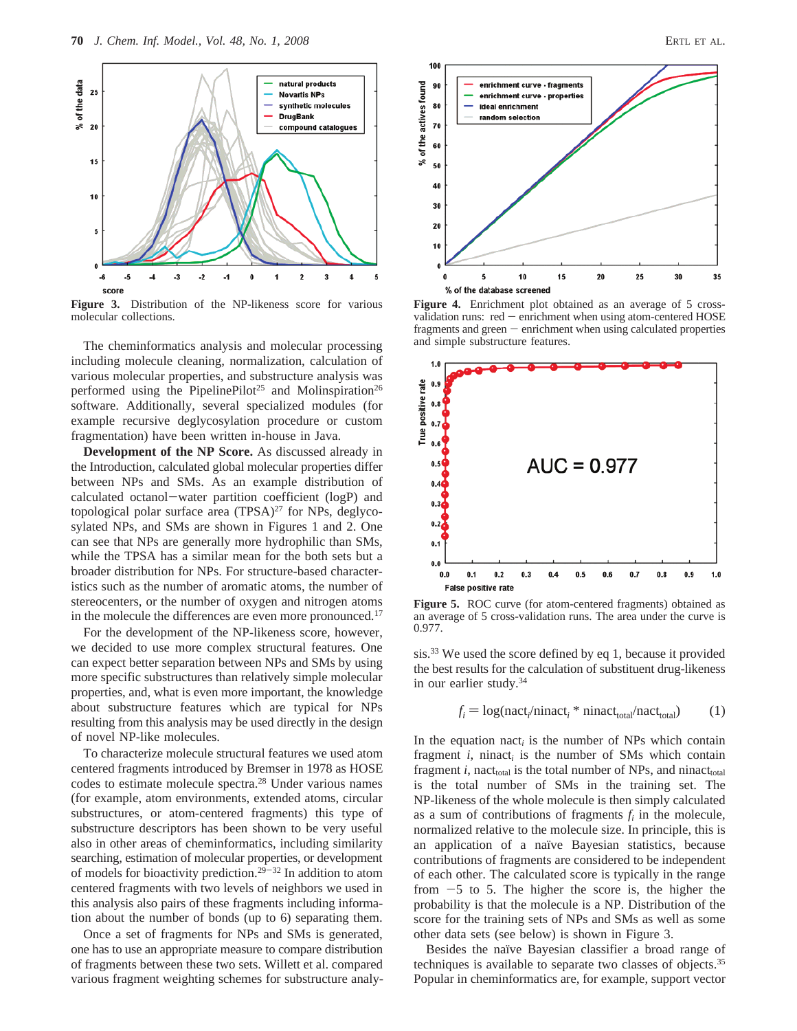Figure 3. Distribution of the NP-likeness score for various molecular collections.

The cheminformatics analysis and molecular processing including molecule cleaning, normalization, calculation of various molecular properties, and substructure analysis was performed using the PipelinePilot[25] and Molinspiration[26] software. Additionally, several specialized modules (for example recursive deglycosylation procedure or custom fragmentation) have been written in-house in Java.

**Development of the NP Score.** As discussed already in the Introduction, calculated global molecular properties differ between NPs and SMs. As an example distribution of calculated octanol−water partition coefficient (logP) and topological polar surface area (TPSA)[27] for NPs, deglycosylated NPs, and SMs are shown in Figures 1 and 2. One can see that NPs are generally more hydrophilic than SMs, while the TPSA has a similar mean for the both sets but a broader distribution for NPs. For structure-based characteristics such as the number of aromatic atoms, the number of stereocenters, or the number of oxygen and nitrogen atoms in the molecule the differences are even more pronounced.[17]

For the development of the NP-likeness score, however, we decided to use more complex structural features. One can expect better separation between NPs and SMs by using more specific substructures than relatively simple molecular properties, and, what is even more important, the knowledge about substructure features which are typical for NPs resulting from this analysis may be used directly in the design of novel NP-like molecules.

To characterize molecule structural features we used atom centered fragments introduced by Bremser in 1978 as HOSE codes to estimate molecule spectra.[28] Under various names (for example, atom environments, extended atoms, circular substructures, or atom-centered fragments) this type of substructure descriptors has been shown to be very useful also in other areas of cheminformatics, including similarity searching, estimation of molecular properties, or development of models for bioactivity prediction.[29−32] In addition to atom centered fragments with two levels of neighbors we used in this analysis also pairs of these fragments including information about the number of bonds (up to 6) separating them.

Once a set of fragments for NPs and SMs is generated, one has to use an appropriate measure to compare distribution of fragments between these two sets. Willett et al. compared various fragment weighting schemes for substructure analysis.[33] We used the score defined by eq 1, because it provided the best results for the calculation of substituent drug-likeness in our earlier study.[34]

$$f_i = \log(\mathrm{nact}_i/\mathrm{ninact}_i * \mathrm{ninact}_{\mathrm{total}}/\mathrm{nact}_{\mathrm{total}}) \quad (1)$$

In the equation $\mathrm{nact}_i$ is the number of NPs which contain fragment $i$, $\mathrm{ninact}_i$ is the number of SMs which contain fragment $i$, $\mathrm{nact}_{\mathrm{total}}$ is the total number of NPs, and $\mathrm{ninact}_{\mathrm{total}}$ is the total number of SMs in the training set. The NP-likeness of the whole molecule is then simply calculated as a sum of contributions of fragments $f_i$ in the molecule, normalized relative to the molecule size. In principle, this is an application of a naïve Bayesian statistics, because contributions of fragments are considered to be independent of each other. The calculated score is typically in the range from −5 to 5. The higher the score is, the higher the probability is that the molecule is a NP. Distribution of the score for the training sets of NPs and SMs as well as some other data sets (see below) is shown in Figure 3.

Besides the naïve Bayesian classifier a broad range of techniques is available to separate two classes of objects.[35] Popular in cheminformatics are, for example, support vector

Figure 4. Enrichment plot obtained as an average of 5 cross-validation runs: red − enrichment when using atom-centered HOSE fragments and green − enrichment when using calculated properties and simple substructure features.

Figure 5. ROC curve (for atom-centered fragments) obtained as an average of 5 cross-validation runs. The area under the curve is 0.977.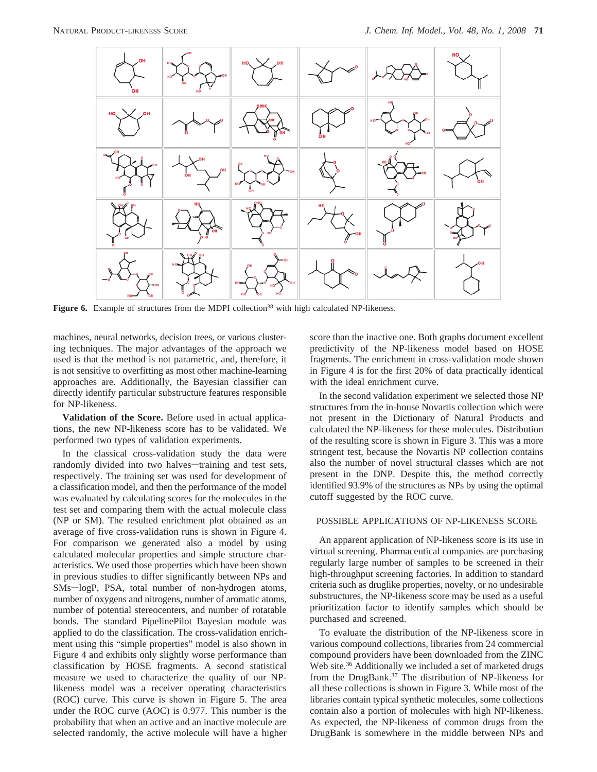Figure 6. Example of structures from the MDPI collection[38] with high calculated NP-likeness.

machines, neural networks, decision trees, or various clustering techniques. The major advantages of the approach we used is that the method is not parametric, and, therefore, it is not sensitive to overfitting as most other machine-learning approaches are. Additionally, the Bayesian classifier can directly identify particular substructure features responsible for NP-likeness.

**Validation of the Score.** Before used in actual applications, the new NP-likeness score has to be validated. We performed two types of validation experiments.

In the classical cross-validation study the data were randomly divided into two halves—training and test sets, respectively. The training set was used for development of a classification model, and then the performance of the model was evaluated by calculating scores for the molecules in the test set and comparing them with the actual molecule class (NP or SM). The resulted enrichment plot obtained as an average of five cross-validation runs is shown in Figure 4. For comparison we generated also a model by using calculated molecular properties and simple structure characteristics. We used those properties which have been shown in previous studies to differ significantly between NPs and SMs—logP, PSA, total number of non-hydrogen atoms, number of oxygens and nitrogens, number of aromatic atoms, number of potential stereocenters, and number of rotatable bonds. The standard PipelinePilot Bayesian module was applied to do the classification. The cross-validation enrichment using this "simple properties" model is also shown in Figure 4 and exhibits only slightly worse performance than classification by HOSE fragments. A second statistical measure we used to characterize the quality of our NP-likeness model was a receiver operating characteristics (ROC) curve. This curve is shown in Figure 5. The area under the ROC curve (AOC) is 0.977. This number is the probability that when an active and an inactive molecule are selected randomly, the active molecule will have a higher score than the inactive one. Both graphs document excellent predictivity of the NP-likeness model based on HOSE fragments. The enrichment in cross-validation mode shown in Figure 4 is for the first 20% of data practically identical with the ideal enrichment curve.

In the second validation experiment we selected those NP structures from the in-house Novartis collection which were not present in the Dictionary of Natural Products and calculated the NP-likeness for these molecules. Distribution of the resulting score is shown in Figure 3. This was a more stringent test, because the Novartis NP collection contains also the number of novel structural classes which are not present in the DNP. Despite this, the method correctly identified 93.9% of the structures as NPs by using the optimal cutoff suggested by the ROC curve.

## POSSIBLE APPLICATIONS OF NP-LIKENESS SCORE

An apparent application of NP-likeness score is its use in virtual screening. Pharmaceutical companies are purchasing regularly large number of samples to be screened in their high-throughput screening factories. In addition to standard criteria such as druglike properties, novelty, or no undesirable substructures, the NP-likeness score may be used as a useful prioritization factor to identify samples which should be purchased and screened.

To evaluate the distribution of the NP-likeness score in various compound collections, libraries from 24 commercial compound providers have been downloaded from the ZINC Web site.[36] Additionally we included a set of marketed drugs from the DrugBank.[37] The distribution of NP-likeness for all these collections is shown in Figure 3. While most of the libraries contain typical synthetic molecules, some collections contain also a portion of molecules with high NP-likeness. As expected, the NP-likeness of common drugs from the DrugBank is somewhere in the middle between NPs and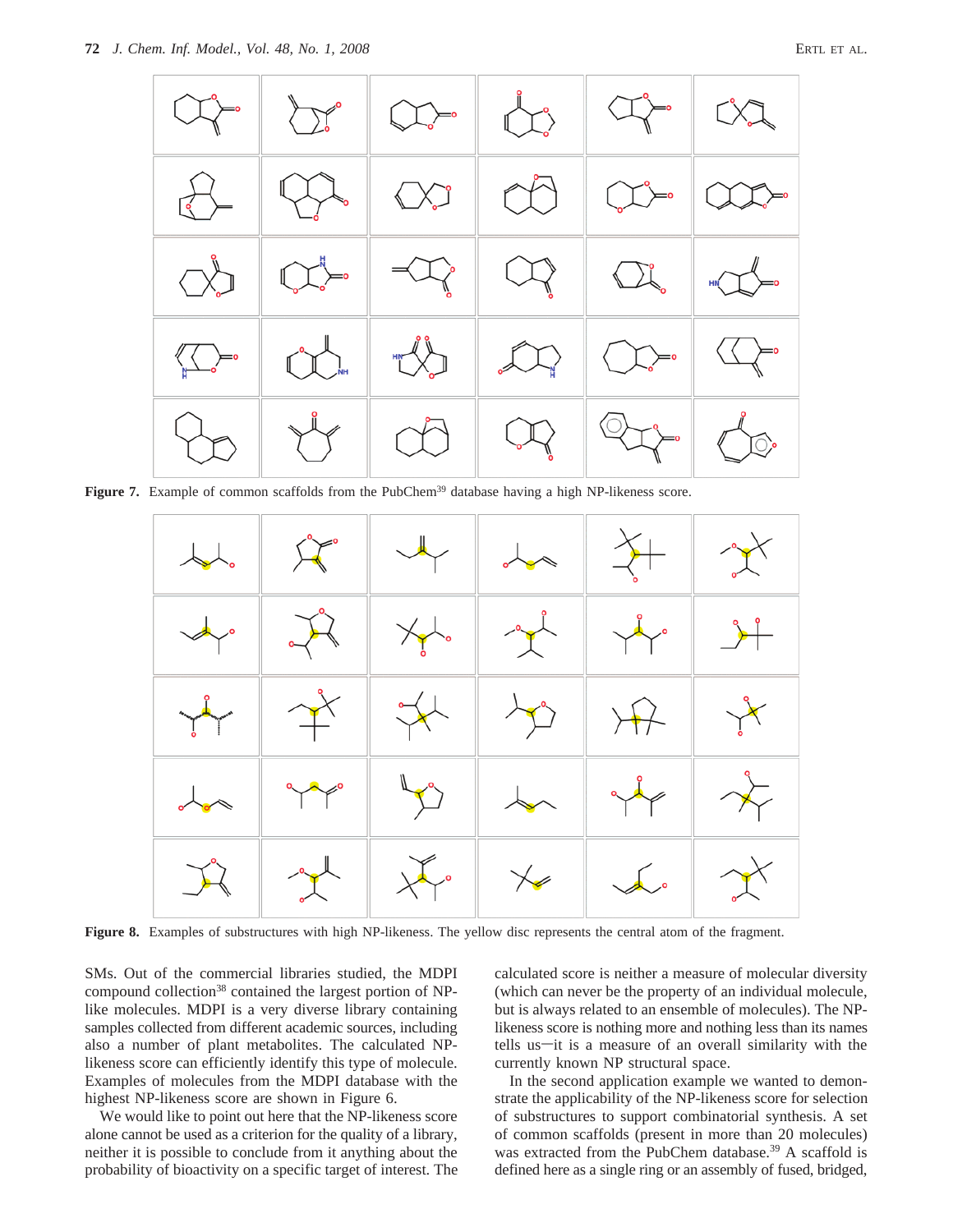**Figure 7.** Example of common scaffolds from the PubChem[39] database having a high NP-likeness score.

**Figure 8.** Examples of substructures with high NP-likeness. The yellow disc represents the central atom of the fragment.

SMs. Out of the commercial libraries studied, the MDPI compound collection[38] contained the largest portion of NP-like molecules. MDPI is a very diverse library containing samples collected from different academic sources, including also a number of plant metabolites. The calculated NP-likeness score can efficiently identify this type of molecule. Examples of molecules from the MDPI database with the highest NP-likeness score are shown in Figure 6.

We would like to point out here that the NP-likeness score alone cannot be used as a criterion for the quality of a library, neither it is possible to conclude from it anything about the probability of bioactivity on a specific target of interest. The calculated score is neither a measure of molecular diversity (which can never be the property of an individual molecule, but is always related to an ensemble of molecules). The NP-likeness score is nothing more and nothing less than its names tells us—it is a measure of an overall similarity with the currently known NP structural space.

In the second application example we wanted to demonstrate the applicability of the NP-likeness score for selection of substructures to support combinatorial synthesis. A set of common scaffolds (present in more than 20 molecules) was extracted from the PubChem database.[39] A scaffold is defined here as a single ring or an assembly of fused, bridged,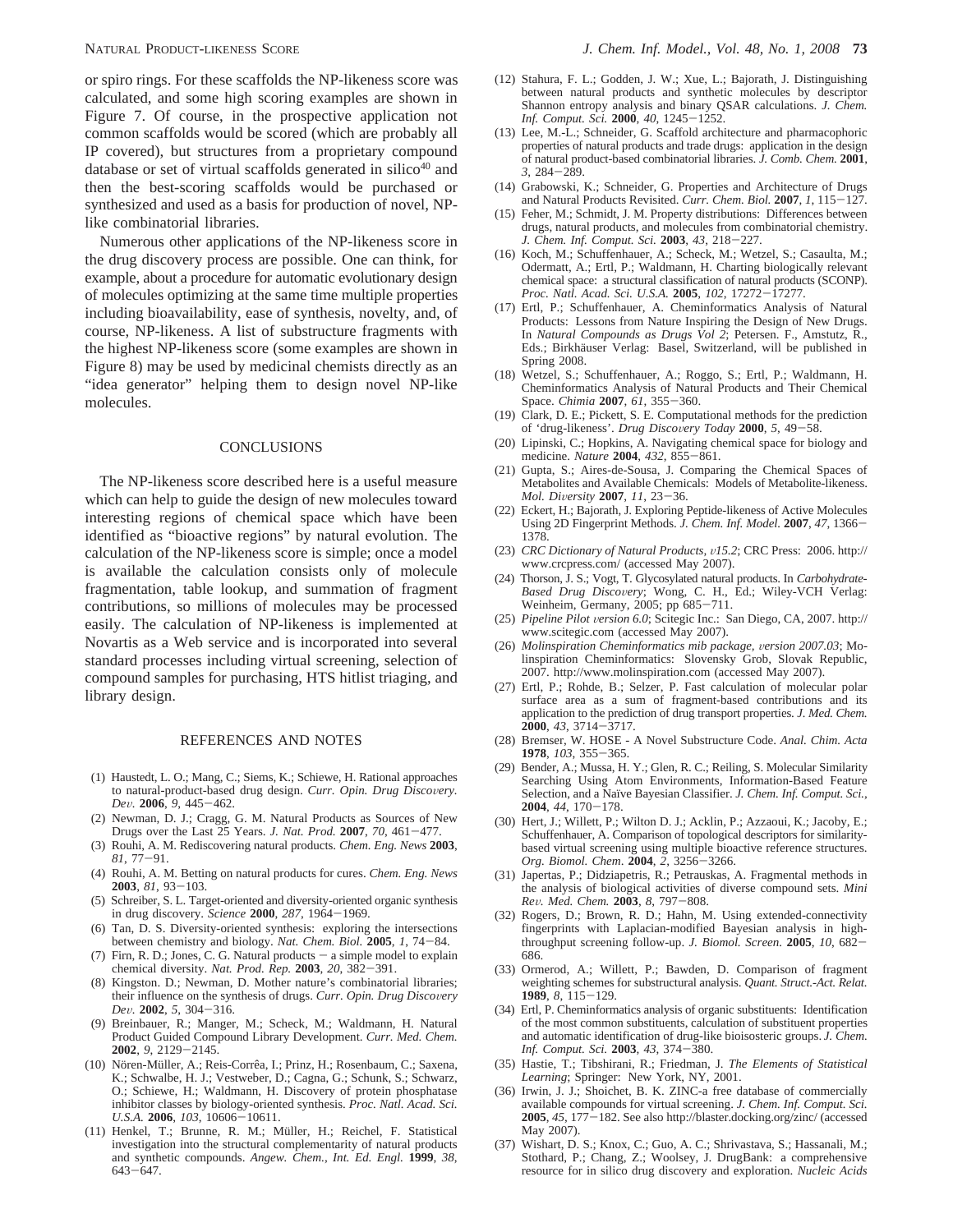or spiro rings. For these scaffolds the NP-likeness score was calculated, and some high scoring examples are shown in Figure 7. Of course, in the prospective application not common scaffolds would be scored (which are probably all IP covered), but structures from a proprietary compound database or set of virtual scaffolds generated in silico[40] and then the best-scoring scaffolds would be purchased or synthesized and used as a basis for production of novel, NP-like combinatorial libraries.

Numerous other applications of the NP-likeness score in the drug discovery process are possible. One can think, for example, about a procedure for automatic evolutionary design of molecules optimizing at the same time multiple properties including bioavailability, ease of synthesis, novelty, and, of course, NP-likeness. A list of substructure fragments with the highest NP-likeness score (some examples are shown in Figure 8) may be used by medicinal chemists directly as an "idea generator" helping them to design novel NP-like molecules.

## CONCLUSIONS

The NP-likeness score described here is a useful measure which can help to guide the design of new molecules toward interesting regions of chemical space which have been identified as "bioactive regions" by natural evolution. The calculation of the NP-likeness score is simple; once a model is available the calculation consists only of molecule fragmentation, table lookup, and summation of fragment contributions, so millions of molecules may be processed easily. The calculation of NP-likeness is implemented at Novartis as a Web service and is incorporated into several standard processes including virtual screening, selection of compound samples for purchasing, HTS hitlist triaging, and library design.

## REFERENCES AND NOTES

(1) Haustedt, L. O.; Mang, C.; Siems, K.; Schiewe, H. Rational approaches to natural-product-based drug design. *Curr. Opin. Drug Discovery. Dev.* **2006**, *9*, 445−462.

(2) Newman, D. J.; Cragg, G. M. Natural Products as Sources of New Drugs over the Last 25 Years. *J. Nat. Prod.* **2007**, *70*, 461−477.

(3) Rouhi, A. M. Rediscovering natural products. *Chem. Eng. News* **2003**, *81*, 77−91.

(4) Rouhi, A. M. Betting on natural products for cures. *Chem. Eng. News* **2003**, *81*, 93−103.

(5) Schreiber, S. L. Target-oriented and diversity-oriented organic synthesis in drug discovery. *Science* **2000**, *287*, 1964−1969.

(6) Tan, D. S. Diversity-oriented synthesis: exploring the intersections between chemistry and biology. *Nat. Chem. Biol.* **2005**, *1*, 74−84.

(7) Firn, R. D.; Jones, C. G. Natural products − a simple model to explain chemical diversity. *Nat. Prod. Rep.* **2003**, *20*, 382−391.

(8) Kingston. D.; Newman, D. Mother nature's combinatorial libraries; their influence on the synthesis of drugs. *Curr. Opin. Drug Discovery Dev.* **2002**, *5*, 304−316.

(9) Breinbauer, R.; Manger, M.; Scheck, M.; Waldmann, H. Natural Product Guided Compound Library Development. *Curr. Med. Chem.* **2002**, *9*, 2129−2145.

(10) Nören-Müller, A.; Reis-Corrêa, I.; Prinz, H.; Rosenbaum, C.; Saxena, K.; Schwalbe, H. J.; Vestweber, D.; Cagna, G.; Schunk, S.; Schwarz, O.; Schiewe, H.; Waldmann, H. Discovery of protein phosphatase inhibitor classes by biology-oriented synthesis. *Proc. Natl. Acad. Sci. U.S.A.* **2006**, *103*, 10606−10611.

(11) Henkel, T.; Brunne, R. M.; Müller, H.; Reichel, F. Statistical investigation into the structural complementarity of natural products and synthetic compounds. *Angew. Chem., Int. Ed. Engl.* **1999**, *38*, 643−647.

(12) Stahura, F. L.; Godden, J. W.; Xue, L.; Bajorath, J. Distinguishing between natural products and synthetic molecules by descriptor Shannon entropy analysis and binary QSAR calculations. *J. Chem. Inf. Comput. Sci.* **2000**, *40*, 1245−1252.

(13) Lee, M.-L.; Schneider, G. Scaffold architecture and pharmacophoric properties of natural products and trade drugs: application in the design of natural product-based combinatorial libraries. *J. Comb. Chem.* **2001**, *3*, 284−289.

(14) Grabowski, K.; Schneider, G. Properties and Architecture of Drugs and Natural Products Revisited. *Curr. Chem. Biol.* **2007**, *1*, 115−127.

(15) Feher, M.; Schmidt, J. M. Property distributions: Differences between drugs, natural products, and molecules from combinatorial chemistry. *J. Chem. Inf. Comput. Sci.* **2003**, *43*, 218−227.

(16) Koch, M.; Schuffenhauer, A.; Scheck, M.; Wetzel, S.; Casaulta, M.; Odermatt, A.; Ertl, P.; Waldmann, H. Charting biologically relevant chemical space: a structural classification of natural products (SCONP). *Proc. Natl. Acad. Sci. U.S.A.* **2005**, *102*, 17272−17277.

(17) Ertl, P.; Schuffenhauer, A. Cheminformatics Analysis of Natural Products: Lessons from Nature Inspiring the Design of New Drugs. In *Natural Compounds as Drugs Vol 2*; Petersen. F., Amstutz, R., Eds.; Birkhäuser Verlag: Basel, Switzerland, will be published in Spring 2008.

(18) Wetzel, S.; Schuffenhauer, A.; Roggo, S.; Ertl, P.; Waldmann, H. Cheminformatics Analysis of Natural Products and Their Chemical Space. *Chimia* **2007**, *61*, 355−360.

(19) Clark, D. E.; Pickett, S. E. Computational methods for the prediction of 'drug-likeness'. *Drug Discovery Today* **2000**, *5*, 49−58.

(20) Lipinski, C.; Hopkins, A. Navigating chemical space for biology and medicine. *Nature* **2004**, *432*, 855−861.

(21) Gupta, S.; Aires-de-Sousa, J. Comparing the Chemical Spaces of Metabolites and Available Chemicals: Models of Metabolite-likeness. *Mol. Diversity* **2007**, *11*, 23−36.

(22) Eckert, H.; Bajorath, J. Exploring Peptide-likeness of Active Molecules Using 2D Fingerprint Methods. *J. Chem. Inf. Model.* **2007**, *47*, 1366−1378.

(23) *CRC Dictionary of Natural Products, v15.2*; CRC Press: 2006. http://www.crcpress.com/ (accessed May 2007).

(24) Thorson, J. S.; Vogt, T. Glycosylated natural products. In *Carbohydrate-Based Drug Discovery*; Wong, C. H., Ed.; Wiley-VCH Verlag: Weinheim, Germany, 2005; pp 685−711.

(25) *Pipeline Pilot version 6.0*; Scitegic Inc.: San Diego, CA, 2007. http://www.scitegic.com (accessed May 2007).

(26) *Molinspiration Cheminformatics mib package, version 2007.03*; Molinspiration Cheminformatics: Slovensky Grob, Slovak Republic, 2007. http://www.molinspiration.com (accessed May 2007).

(27) Ertl, P.; Rohde, B.; Selzer, P. Fast calculation of molecular polar surface area as a sum of fragment-based contributions and its application to the prediction of drug transport properties. *J. Med. Chem.* **2000**, *43*, 3714−3717.

(28) Bremser, W. HOSE - A Novel Substructure Code. *Anal. Chim. Acta* **1978**, *103*, 355−365.

(29) Bender, A.; Mussa, H. Y.; Glen, R. C.; Reiling, S. Molecular Similarity Searching Using Atom Environments, Information-Based Feature Selection, and a Naïve Bayesian Classifier. *J. Chem. Inf. Comput. Sci.*, **2004**, *44*, 170−178.

(30) Hert, J.; Willett, P.; Wilton D. J.; Acklin, P.; Azzaoui, K.; Jacoby, E.; Schuffenhauer, A. Comparison of topological descriptors for similarity-based virtual screening using multiple bioactive reference structures. *Org. Biomol. Chem*. **2004**, *2*, 3256−3266.

(31) Japertas, P.; Didziapetris, R.; Petrauskas, A. Fragmental methods in the analysis of biological activities of diverse compound sets. *Mini Rev. Med. Chem.* **2003**, *8*, 797−808.

(32) Rogers, D.; Brown, R. D.; Hahn, M. Using extended-connectivity fingerprints with Laplacian-modified Bayesian analysis in high-throughput screening follow-up. *J. Biomol. Screen.* **2005**, *10*, 682−686.

(33) Ormerod, A.; Willett, P.; Bawden, D. Comparison of fragment weighting schemes for substructural analysis. *Quant. Struct.-Act. Relat.* **1989**, *8*, 115−129.

(34) Ertl, P. Cheminformatics analysis of organic substituents: Identification of the most common substituents, calculation of substituent properties and automatic identification of drug-like bioisosteric groups. *J. Chem. Inf. Comput. Sci.* **2003**, *43*, 374−380.

(35) Hastie, T.; Tibshirani, R.; Friedman, J. *The Elements of Statistical Learning*; Springer: New York, NY, 2001.

(36) Irwin, J. J.; Shoichet, B. K. ZINC-a free database of commercially available compounds for virtual screening. *J. Chem. Inf. Comput. Sci.* **2005**, *45*, 177−182. See also http://blaster.docking.org/zinc/ (accessed May 2007).

(37) Wishart, D. S.; Knox, C.; Guo, A. C.; Shrivastava, S.; Hassanali, M.; Stothard, P.; Chang, Z.; Woolsey, J. DrugBank: a comprehensive resource for in silico drug discovery and exploration. *Nucleic Acids*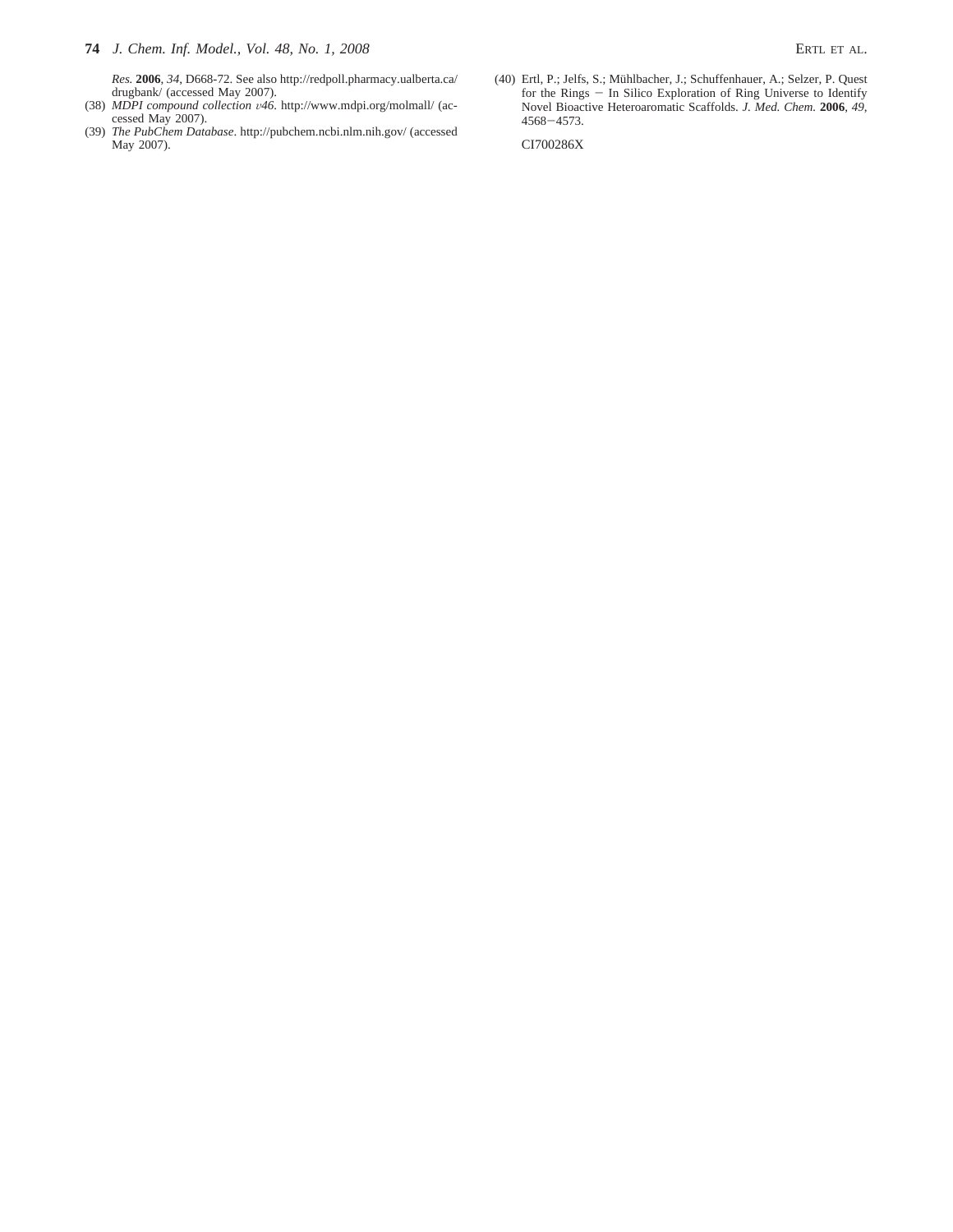*Res.* **2006**, *34*, D668-72. See also http://redpoll.pharmacy.ualberta.ca/drugbank/ (accessed May 2007).

(38) *MDPI compound collection v46*. http://www.mdpi.org/molmall/ (accessed May 2007).

(39) *The PubChem Database*. http://pubchem.ncbi.nlm.nih.gov/ (accessed May 2007).

(40) Ertl, P.; Jelfs, S.; Mühlbacher, J.; Schuffenhauer, A.; Selzer, P. Quest for the Rings − In Silico Exploration of Ring Universe to Identify Novel Bioactive Heteroaromatic Scaffolds. *J. Med. Chem.* **2006**, *49*, 4568−4573.

CI700286X